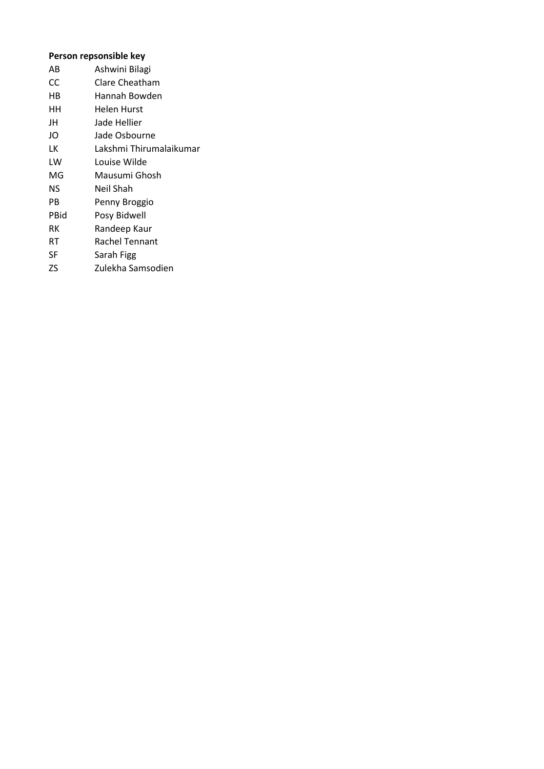**Person repsonsible key**

| | |
|---|---|
| AB | Ashwini Bilagi |
| CC | Clare Cheatham |
| HB | Hannah Bowden |
| HH | Helen Hurst |
| JH | Jade Hellier |
| JO | Jade Osbourne |
| LK | Lakshmi Thirumalaikumar |
| LW | Louise Wilde |
| MG | Mausumi Ghosh |
| NS | Neil Shah |
| PB | Penny Broggio |
| PBid | Posy Bidwell |
| RK | Randeep Kaur |
| RT | Rachel Tennant |
| SF | Sarah Figg |
| ZS | Zulekha Samsodien |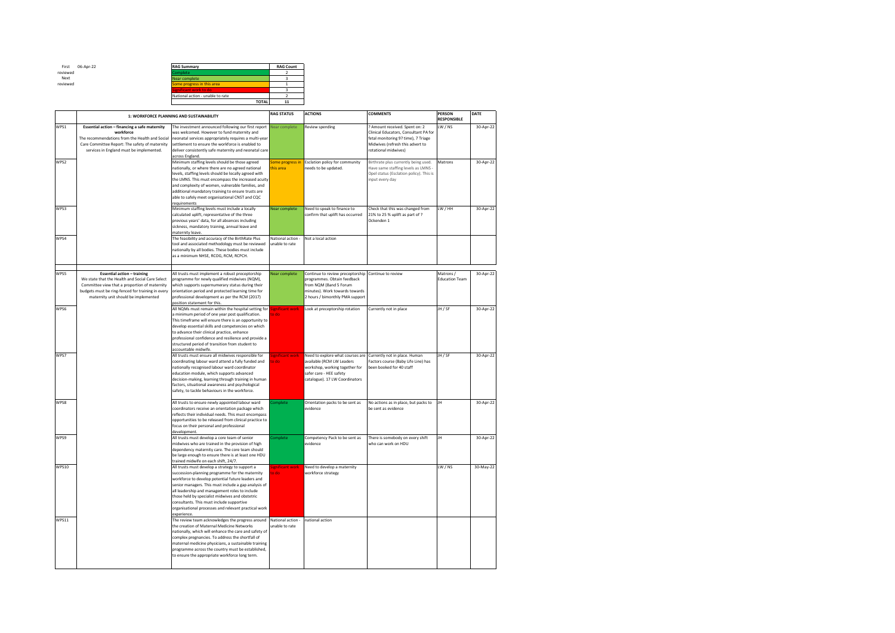First reviewed 06-Apr-22
Next reviewed

| RAG Summary | RAG Count |
|---|---|
| Complete | 2 |
| Near complete | 3 |
| Some progress in this area | 1 |
| Significant work to do | 3 |
| National action - unable to rate | 2 |
| TOTAL | 11 |

| | 1: WORKFORCE PLANNING AND SUSTAINABILITY | | RAG STATUS | ACTIONS | COMMENTS | PERSON RESPONSIBLE | DATE |
|---|---|---|---|---|---|---|---|
| WPS1 | **Essential action – financing a safe maternity workforce** The recommendations from the Health and Social Care Committee Report: The safety of maternity services in England must be implemented. | The investment announced following our first report was welcomed. However to fund maternity and neonatal services appropriately requires a multi-year settlement to ensure the workforce is enabled to deliver consistently safe maternity and neonatal care across England. | Near complete | Review spending | ? Amount received. Spent on: 2 Clinical Educators, Consultant PA for fetal monitoring 9? time), 7 Triage Midwives (refresh this advert to rotational midwives) | LW / NS | 30-Apr-22 |
| WPS2 | | Minimum staffing levels should be those agreed nationally, or where there are no agreed national levels, staffing levels should be locally agreed with the LMNS. This must encompass the increased acuity and complexity of women, vulnerable families, and additional mandatory training to ensure trusts are able to safely meet organisational CNST and CQC requirements | Some progress in this area | Esclation policy for community needs to be updated. | Birthrate plus currently being used. Have same staffing levels as LMNS - Opel status (Esclation policy). This is input every day | Matrons | 30-Apr-22 |
| WPS3 | | Minimum staffing levels must include a locally calculated uplift, representative of the three previous years' data, for all absences including sickness, mandatory training, annual leave and maternity leave. | Near complete | Need to speak to finance to confirm that uplift has occurred | Check that this was changed from 21% to 25 % uplift as part of ? Ockenden 1 | LW / HH | 30-Apr-22 |
| WPS4 | | The feasibility and accuracy of the BirthRate Plus tool and associated methodology must be reviewed nationally by all bodies. These bodies must include as a minimum NHSE, RCOG, RCM, RCPCH. | National action - unable to rate | Not a local action | | | |
| WPS5 | **Essential action – training** We state that the Health and Social Care Select Committee view that a proportion of maternity budgets must be ring-fenced for training in every maternity unit should be implemented | All trusts must implement a robust preceptorship programme for newly qualified midwives (NQM), which supports supernumerary status during their orientation period and protected learning time for professional development as per the RCM (2017) position statement for this. | Near complete | Continue to review preceptorship programmes. Obtain feedback from NQM (Band 5 Forum minutes). Work towards towards 2 hours / bimonthly PMA support | Continue to review | Matrons / Education Team | 30-Apr-22 |
| WPS6 | | All NQMs must remain within the hospital setting for a minimum period of one year post qualification. This timeframe will ensure there is an opportunity to develop essential skills and competencies on which to advance their clinical practice, enhance professional confidence and resilience and provide a structured period of transition from student to accountable midwife. | Significant work to do | Look at preceptorship rotation | Currently not in place | JH / SF | 30-Apr-22 |
| WPS7 | | All trusts must ensure all midwives responsible for coordinating labour ward attend a fully funded and nationally recognised labour ward coordinator education module, which supports advanced decision-making, learning through training in human factors, situational awareness and psychological safety, to tackle behaviours in the workforce. | Significant work to do | Need to explore what courses are available (RCM LW Leaders workshop, working together for safer care - HEE safety catalogue). 17 LW Coordinators | Currently not in place. Human Factors course (Baby Life Line) has been booked for 40 staff | JH / SF | 30-Apr-22 |
| WPS8 | | All trusts to ensure newly appointed labour ward coordinators receive an orientation package which reflects their individual needs. This must encompass opportunities to be released from clinical practice to focus on their personal and professional development. | Complete | Orientation packs to be sent as evidence | No actions as in place, but packs to be sent as evidence | JH | 30-Apr-22 |
| WPS9 | | All trusts must develop a core team of senior midwives who are trained in the provision of high dependency maternity care. The core team should be large enough to ensure there is at least one HDU trained midwife on each shift, 24/7. | Complete | Competency Pack to be sent as evidence | There is somebody on every shift who can work on HDU | JH | 30-Apr-22 |
| WPS10 | | All trusts must develop a strategy to support a succession-planning programme for the maternity workforce to develop potential future leaders and senior managers. This must include a gap analysis of all leadership and management roles to include those held by specialist midwives and obstetric consultants. This must include supportive organisational processes and relevant practical work experience. | Significant work to do | Need to develop a maternity workforce strategy | | LW / NS | 30-May-22 |
| WPS11 | | The review team acknowledges the progress around the creation of Maternal Medicine Networks nationally, which will enhance the care and safety of complex pregnancies. To address the shortfall of maternal medicine physicians, a sustainable training programme across the country must be established, to ensure the appropriate workforce long term. | National action - unable to rate | national action | | | |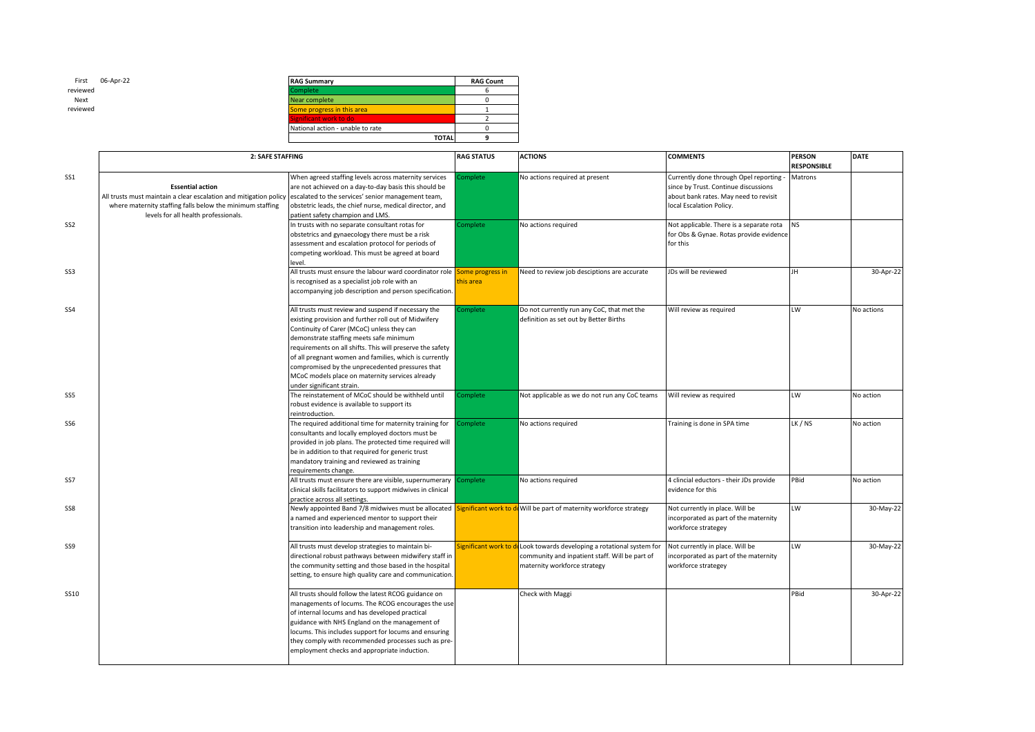| First reviewed | 06-Apr-22 |
|---|---|
| Next reviewed | |

| RAG Summary | RAG Count |
|---|---|
| Complete | 6 |
| Near complete | 0 |
| Some progress in this area | 1 |
| Significant work to do | 2 |
| National action - unable to rate | 0 |
| **TOTAL** | **9** |

| | 2: SAFE STAFFING | | RAG STATUS | ACTIONS | COMMENTS | PERSON RESPONSIBLE | DATE |
|---|---|---|---|---|---|---|---|
| SS1 | **Essential action**<br>All trusts must maintain a clear escalation and mitigation policy where maternity staffing falls below the minimum staffing levels for all health professionals. | When agreed staffing levels across maternity services are not achieved on a day-to-day basis this should be escalated to the services' senior management team, obstetric leads, the chief nurse, medical director, and patient safety champion and LMS. | Complete | No actions required at present | Currently done through Opel reporting - since by Trust. Continue discussions about bank rates. May need to revisit local Escalation Policy. | Matrons | |
| SS2 | | In trusts with no separate consultant rotas for obstetrics and gynaecology there must be a risk assessment and escalation protocol for periods of competing workload. This must be agreed at board level. | Complete | No actions required | Not applicable. There is a separate rota for Obs & Gynae. Rotas provide evidence for this | NS | |
| SS3 | | All trusts must ensure the labour ward coordinator role is recognised as a specialist job role with an accompanying job description and person specification. | Some progress in this area | Need to review job desciptions are accurate | JDs will be reviewed | JH | 30-Apr-22 |
| SS4 | | All trusts must review and suspend if necessary the existing provision and further roll out of Midwifery Continuity of Carer (MCoC) unless they can demonstrate staffing meets safe minimum requirements on all shifts. This will preserve the safety of all pregnant women and families, which is currently compromised by the unprecedented pressures that MCoC models place on maternity services already under significant strain. | Complete | Do not currently run any CoC, that met the definition as set out by Better Births | Will review as required | LW | No actions |
| SS5 | | The reinstatement of MCoC should be withheld until robust evidence is available to support its reintroduction. | Complete | Not applicable as we do not run any CoC teams | Will review as required | LW | No action |
| SS6 | | The required additional time for maternity training for consultants and locally employed doctors must be provided in job plans. The protected time required will be in addition to that required for generic trust mandatory training and reviewed as training requirements change. | Complete | No actions required | Training is done in SPA time | LK / NS | No action |
| SS7 | | All trusts must ensure there are visible, supernumerary clinical skills facilitators to support midwives in clinical practice across all settings. | Complete | No actions required | 4 clincial eductors - their JDs provide evidence for this | PBid | No action |
| SS8 | | Newly appointed Band 7/8 midwives must be allocated a named and experienced mentor to support their transition into leadership and management roles. | Significant work to do | Will be part of maternity workforce strategy | Not currently in place. Will be incorporated as part of the maternity workforce strateegy | LW | 30-May-22 |
| SS9 | | All trusts must develop strategies to maintain bi-directional robust pathways between midwifery staff in the community setting and those based in the hospital setting, to ensure high quality care and communication. | Significant work to do | Look towards developing a rotational system for community and inpatient staff. Will be part of maternity workforce strategy | Not currently in place. Will be incorporated as part of the maternity workforce strateegy | LW | 30-May-22 |
| SS10 | | All trusts should follow the latest RCOG guidance on managements of locums. The RCOG encourages the use of internal locums and has developed practical guidance with NHS England on the management of locums. This includes support for locums and ensuring they comply with recommended processes such as pre-employment checks and appropriate induction. | | Check with Maggi | | PBid | 30-Apr-22 |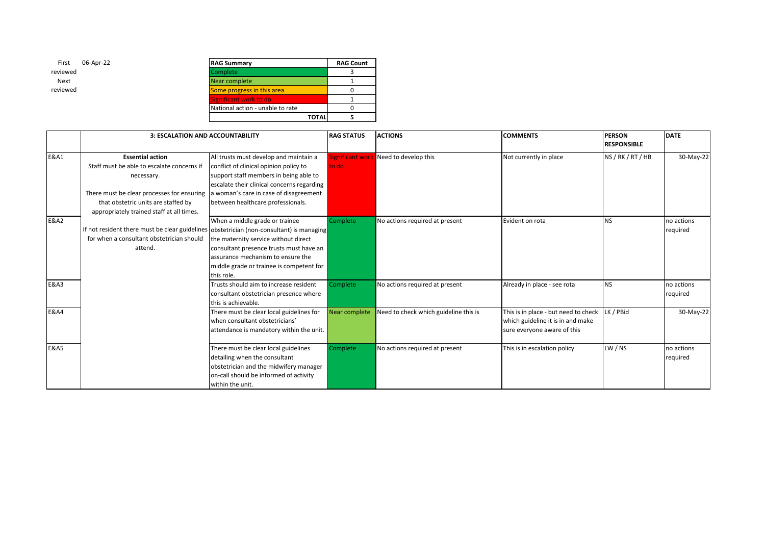| First reviewed | 06-Apr-22 |
|---|---|
| Next reviewed | |

| RAG Summary | RAG Count |
|---|---|
| Complete | 3 |
| Near complete | 1 |
| Some progress in this area | 0 |
| Significant work to do | 1 |
| National action - unable to rate | 0 |
| TOTAL | 5 |

| | 3: ESCALATION AND ACCOUNTABILITY | | RAG STATUS | ACTIONS | COMMENTS | PERSON RESPONSIBLE | DATE |
|---|---|---|---|---|---|---|---|
| E&A1 | **Essential action** Staff must be able to escalate concerns if necessary. There must be clear processes for ensuring that obstetric units are staffed by appropriately trained staff at all times. If not resident there must be clear guidelines for when a consultant obstetrician should attend. | All trusts must develop and maintain a conflict of clinical opinion policy to support staff members in being able to escalate their clinical concerns regarding a woman's care in case of disagreement between healthcare professionals. | Significant work to do | Need to develop this | Not currently in place | NS / RK / RT / HB | 30-May-22 |
| E&A2 | | When a middle grade or trainee obstetrician (non-consultant) is managing the maternity service without direct consultant presence trusts must have an assurance mechanism to ensure the middle grade or trainee is competent for this role. | Complete | No actions required at present | Evident on rota | NS | no actions required |
| E&A3 | | Trusts should aim to increase resident consultant obstetrician presence where this is achievable. | Complete | No actions required at present | Already in place - see rota | NS | no actions required |
| E&A4 | | There must be clear local guidelines for when consultant obstetricians' attendance is mandatory within the unit. | Near complete | Need to check which guideline this is | This is in place - but need to check which guideline it is in and make sure everyone aware of this | LK / PBid | 30-May-22 |
| E&A5 | | There must be clear local guidelines detailing when the consultant obstetrician and the midwifery manager on-call should be informed of activity within the unit. | Complete | No actions required at present | This is in escalation policy | LW / NS | no actions required |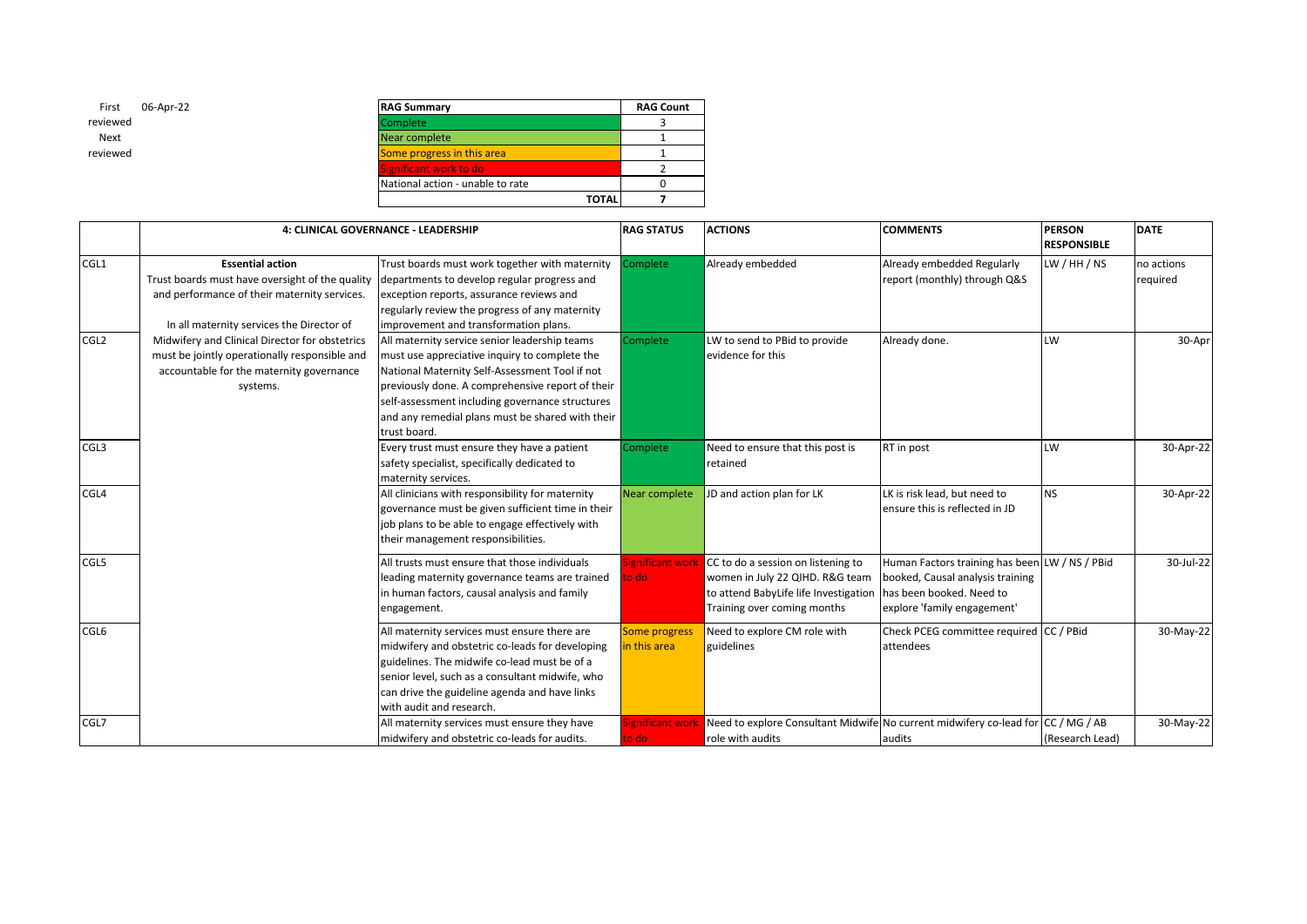| First reviewed | 06-Apr-22 |
|---|---|
| Next reviewed | |

| RAG Summary | RAG Count |
|---|---|
| Complete | 3 |
| Near complete | 1 |
| Some progress in this area | 1 |
| Significant work to do | 2 |
| National action - unable to rate | 0 |
| TOTAL | 7 |

| | 4: CLINICAL GOVERNANCE - LEADERSHIP | | RAG STATUS | ACTIONS | COMMENTS | PERSON RESPONSIBLE | DATE |
|---|---|---|---|---|---|---|---|
| CGL1 | **Essential action** Trust boards must have oversight of the quality and performance of their maternity services. In all maternity services the Director of Midwifery and Clinical Director for obstetrics must be jointly operationally responsible and accountable for the maternity governance systems. | Trust boards must work together with maternity departments to develop regular progress and exception reports, assurance reviews and regularly review the progress of any maternity improvement and transformation plans. | Complete | Already embedded | Already embedded Regularly report (monthly) through Q&S | LW / HH / NS | no actions required |
| CGL2 | | All maternity service senior leadership teams must use appreciative inquiry to complete the National Maternity Self-Assessment Tool if not previously done. A comprehensive report of their self-assessment including governance structures and any remedial plans must be shared with their trust board. | Complete | LW to send to PBid to provide evidence for this | Already done. | LW | 30-Apr |
| CGL3 | | Every trust must ensure they have a patient safety specialist, specifically dedicated to maternity services. | Complete | Need to ensure that this post is retained | RT in post | LW | 30-Apr-22 |
| CGL4 | | All clinicians with responsibility for maternity governance must be given sufficient time in their job plans to be able to engage effectively with their management responsibilities. | Near complete | JD and action plan for LK | LK is risk lead, but need to ensure this is reflected in JD | NS | 30-Apr-22 |
| CGL5 | | All trusts must ensure that those individuals leading maternity governance teams are trained in human factors, causal analysis and family engagement. | Significant work to do | CC to do a session on listening to women in July 22 QIHD. R&G team to attend BabyLife life Investigation Training over coming months | Human Factors training has been booked, Causal analysis training has been booked. Need to explore 'family engagement' | LW / NS / PBid | 30-Jul-22 |
| CGL6 | | All maternity services must ensure there are midwifery and obstetric co-leads for developing guidelines. The midwife co-lead must be of a senior level, such as a consultant midwife, who can drive the guideline agenda and have links with audit and research. | Some progress in this area | Need to explore CM role with guidelines | Check PCEG committee required attendees | CC / PBid | 30-May-22 |
| CGL7 | | All maternity services must ensure they have midwifery and obstetric co-leads for audits. | Significant work to do | Need to explore Consultant Midwife role with audits | No current midwifery co-lead for audits | CC / MG / AB (Research Lead) | 30-May-22 |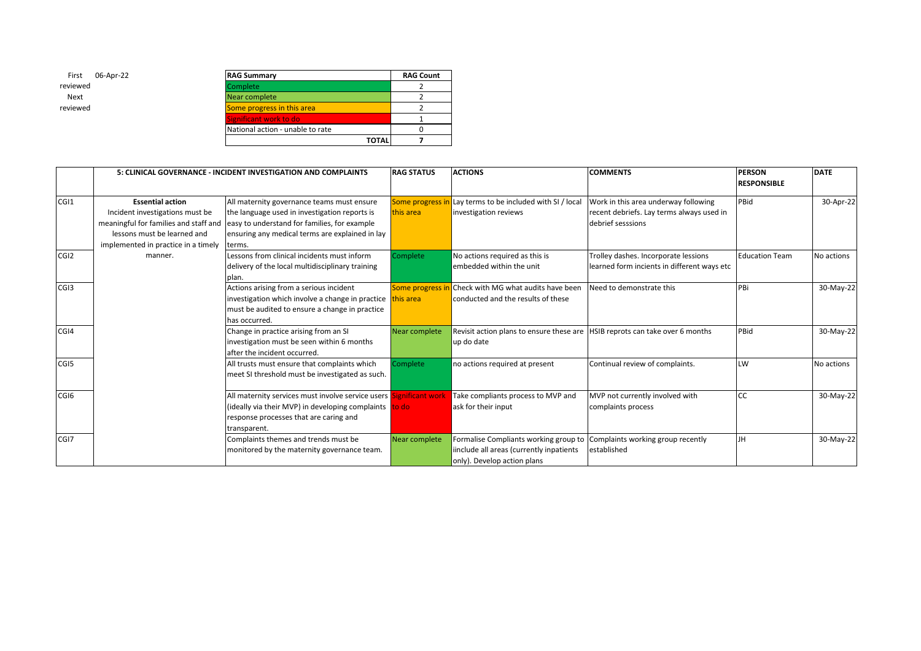First reviewed 06-Apr-22

Next reviewed

| RAG Summary | RAG Count |
|---|---|
| Complete | 2 |
| Near complete | 2 |
| Some progress in this area | 2 |
| Significant work to do | 1 |
| National action - unable to rate | 0 |
| TOTAL | 7 |

| | 5: CLINICAL GOVERNANCE - INCIDENT INVESTIGATION AND COMPLAINTS | | RAG STATUS | ACTIONS | COMMENTS | PERSON RESPONSIBLE | DATE |
|---|---|---|---|---|---|---|---|
| CGI1 | **Essential action** Incident investigations must be meaningful for families and staff and lessons must be learned and implemented in practice in a timely manner. | All maternity governance teams must ensure the language used in investigation reports is easy to understand for families, for example ensuring any medical terms are explained in lay terms. | Some progress in this area | Lay terms to be included with SI / local investigation reviews | Work in this area underway following recent debriefs. Lay terms always used in debrief sesssions | PBid | 30-Apr-22 |
| CGI2 | | Lessons from clinical incidents must inform delivery of the local multidisciplinary training plan. | Complete | No actions required as this is embedded within the unit | Trolley dashes. Incorporate lessions learned form incients in different ways etc | Education Team | No actions |
| CGI3 | | Actions arising from a serious incident investigation which involve a change in practice must be audited to ensure a change in practice has occurred. | Some progress in this area | Check with MG what audits have been conducted and the results of these | Need to demonstrate this | PBi | 30-May-22 |
| CGI4 | | Change in practice arising from an SI investigation must be seen within 6 months after the incident occurred. | Near complete | Revisit action plans to ensure these are up do date | HSIB reprots can take over 6 months | PBid | 30-May-22 |
| CGI5 | | All trusts must ensure that complaints which meet SI threshold must be investigated as such. | Complete | no actions required at present | Continual review of complaints. | LW | No actions |
| CGI6 | | All maternity services must involve service users (ideally via their MVP) in developing complaints response processes that are caring and transparent. | Significant work to do | Take compliants process to MVP and ask for their input | MVP not currently involved with complaints process | CC | 30-May-22 |
| CGI7 | | Complaints themes and trends must be monitored by the maternity governance team. | Near complete | Formalise Compliants working group to iinclude all areas (currently inpatients only). Develop action plans | Complaints working group recently established | JH | 30-May-22 |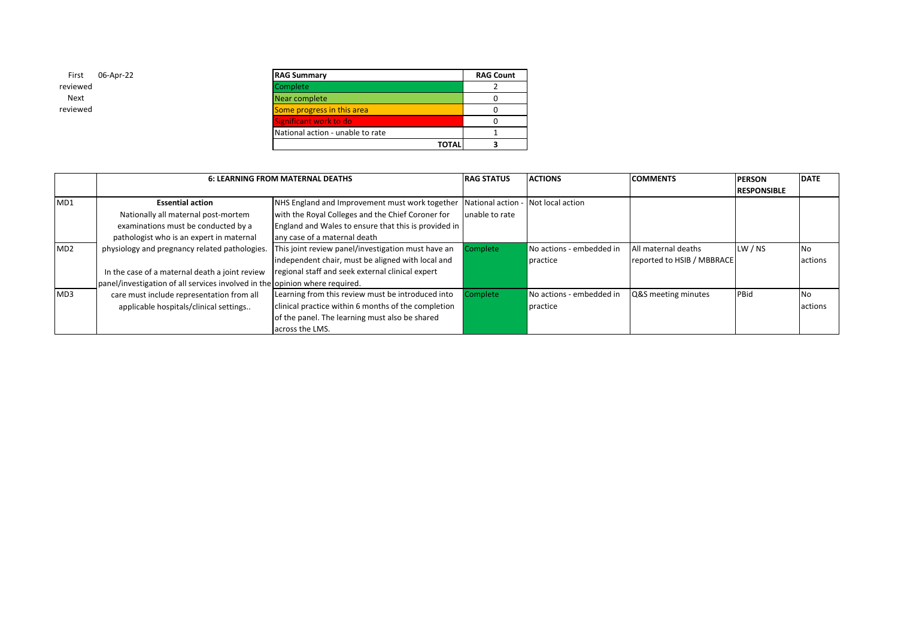| First reviewed | 06-Apr-22 |
|---|---|
| Next reviewed | |

| RAG Summary | RAG Count |
|---|---|
| Complete | 2 |
| Near complete | 0 |
| Some progress in this area | 0 |
| Significant work to do | 0 |
| National action - unable to rate | 1 |
| TOTAL | 3 |

| | 6: LEARNING FROM MATERNAL DEATHS | | RAG STATUS | ACTIONS | COMMENTS | PERSON RESPONSIBLE | DATE |
|---|---|---|---|---|---|---|---|
| MD1 | **Essential action** Nationally all maternal post-mortem examinations must be conducted by a pathologist who is an expert in maternal physiology and pregnancy related pathologies. In the case of a maternal death a joint review panel/investigation of all services involved in the care must include representation from all applicable hospitals/clinical settings.. | NHS England and Improvement must work together with the Royal Colleges and the Chief Coroner for England and Wales to ensure that this is provided in any case of a maternal death | National action - unable to rate | Not local action | | | |
| MD2 | | This joint review panel/investigation must have an independent chair, must be aligned with local and regional staff and seek external clinical expert opinion where required. | Complete | No actions - embedded in practice | All maternal deaths reported to HSIB / MBBRACE | LW / NS | No actions |
| MD3 | | Learning from this review must be introduced into clinical practice within 6 months of the completion of the panel. The learning must also be shared across the LMS. | Complete | No actions - embedded in practice | Q&S meeting minutes | PBid | No actions |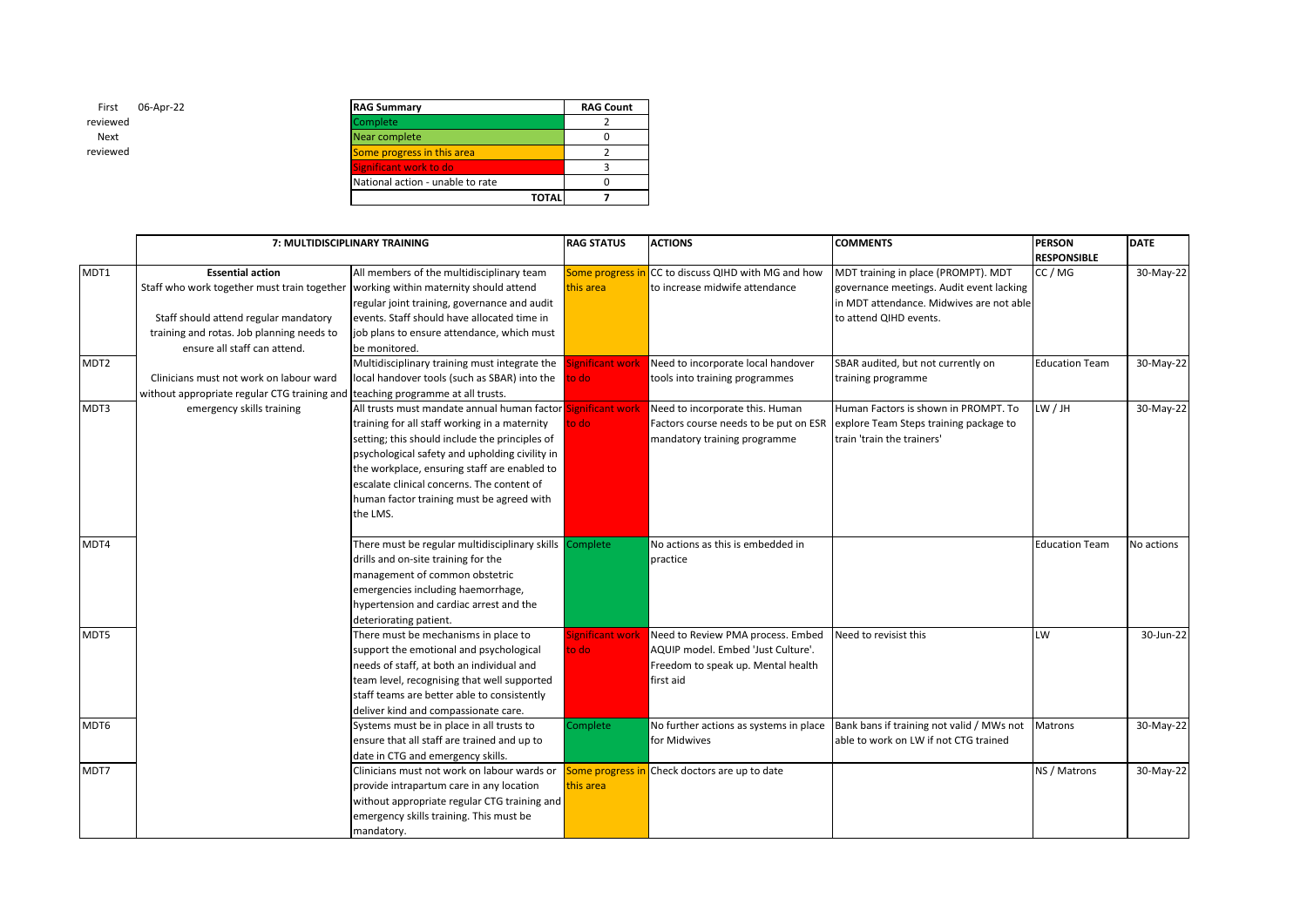First reviewed: 06-Apr-22

Next reviewed:

| RAG Summary | RAG Count |
|---|---|
| Complete | 2 |
| Near complete | 0 |
| Some progress in this area | 2 |
| Significant work to do | 3 |
| National action - unable to rate | 0 |
| TOTAL | 7 |

| | 7: MULTIDISCIPLINARY TRAINING | | RAG STATUS | ACTIONS | COMMENTS | PERSON RESPONSIBLE | DATE |
|---|---|---|---|---|---|---|---|
| MDT1 | **Essential action** Staff who work together must train together. Staff should attend regular mandatory training and rotas. Job planning needs to ensure all staff can attend. Clinicians must not work on labour ward without appropriate regular CTG training and emergency skills training | All members of the multidisciplinary team working within maternity should attend regular joint training, governance and audit events. Staff should have allocated time in job plans to ensure attendance, which must be monitored. | Some progress in this area | CC to discuss QIHD with MG and how to increase midwife attendance | MDT training in place (PROMPT). MDT governance meetings. Audit event lacking in MDT attendance. Midwives are not able to attend QIHD events. | CC / MG | 30-May-22 |
| MDT2 | | Multidisciplinary training must integrate the local handover tools (such as SBAR) into the teaching programme at all trusts. | Significant work to do | Need to incorporate local handover tools into training programmes | SBAR audited, but not currently on training programme | Education Team | 30-May-22 |
| MDT3 | | All trusts must mandate annual human factor training for all staff working in a maternity setting; this should include the principles of psychological safety and upholding civility in the workplace, ensuring staff are enabled to escalate clinical concerns. The content of human factor training must be agreed with the LMS. | Significant work to do | Need to incorporate this. Human Factors course needs to be put on ESR mandatory training programme | Human Factors is shown in PROMPT. To explore Team Steps training package to train 'train the trainers' | LW / JH | 30-May-22 |
| MDT4 | | There must be regular multidisciplinary skills drills and on-site training for the management of common obstetric emergencies including haemorrhage, hypertension and cardiac arrest and the deteriorating patient. | Complete | No actions as this is embedded in practice | | Education Team | No actions |
| MDT5 | | There must be mechanisms in place to support the emotional and psychological needs of staff, at both an individual and team level, recognising that well supported staff teams are better able to consistently deliver kind and compassionate care. | Significant work to do | Need to Review PMA process. Embed AQUIP model. Embed 'Just Culture'. Freedom to speak up. Mental health first aid | Need to revisist this | LW | 30-Jun-22 |
| MDT6 | | Systems must be in place in all trusts to ensure that all staff are trained and up to date in CTG and emergency skills. | Complete | No further actions as systems in place for Midwives | Bank bans if training not valid / MWs not able to work on LW if not CTG trained | Matrons | 30-May-22 |
| MDT7 | | Clinicians must not work on labour wards or provide intrapartum care in any location without appropriate regular CTG training and emergency skills training. This must be mandatory. | Some progress in this area | Check doctors are up to date | | NS / Matrons | 30-May-22 |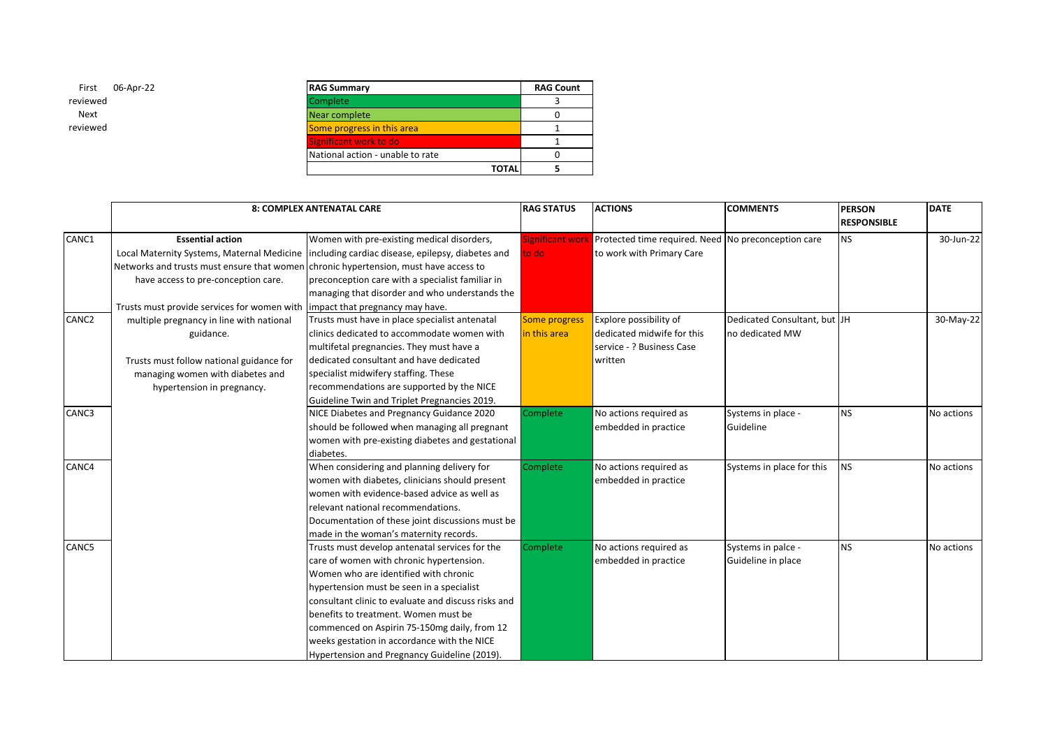First reviewed 06-Apr-22

Next reviewed

| RAG Summary | RAG Count |
|---|---|
| Complete | 3 |
| Near complete | 0 |
| Some progress in this area | 1 |
| Significant work to do | 1 |
| National action - unable to rate | 0 |
| TOTAL | 5 |

| | 8: COMPLEX ANTENATAL CARE | | RAG STATUS | ACTIONS | COMMENTS | PERSON RESPONSIBLE | DATE |
|---|---|---|---|---|---|---|---|
| CANC1 | **Essential action** Local Maternity Systems, Maternal Medicine Networks and trusts must ensure that women have access to pre-conception care. Trusts must provide services for women with multiple pregnancy in line with national guidance. Trusts must follow national guidance for managing women with diabetes and hypertension in pregnancy. | Women with pre-existing medical disorders, including cardiac disease, epilepsy, diabetes and chronic hypertension, must have access to preconception care with a specialist familiar in managing that disorder and who understands the impact that pregnancy may have. | Significant work to do | Protected time required. Need to work with Primary Care | No preconception care | NS | 30-Jun-22 |
| CANC2 | | Trusts must have in place specialist antenatal clinics dedicated to accommodate women with multifetal pregnancies. They must have a dedicated consultant and have dedicated specialist midwifery staffing. These recommendations are supported by the NICE Guideline Twin and Triplet Pregnancies 2019. | Some progress in this area | Explore possibility of dedicated midwife for this service - ? Business Case written | Dedicated Consultant, but no dedicated MW | JH | 30-May-22 |
| CANC3 | | NICE Diabetes and Pregnancy Guidance 2020 should be followed when managing all pregnant women with pre-existing diabetes and gestational diabetes. | Complete | No actions required as embedded in practice | Systems in place - Guideline | NS | No actions |
| CANC4 | | When considering and planning delivery for women with diabetes, clinicians should present women with evidence-based advice as well as relevant national recommendations. Documentation of these joint discussions must be made in the woman's maternity records. | Complete | No actions required as embedded in practice | Systems in place for this | NS | No actions |
| CANC5 | | Trusts must develop antenatal services for the care of women with chronic hypertension. Women who are identified with chronic hypertension must be seen in a specialist consultant clinic to evaluate and discuss risks and benefits to treatment. Women must be commenced on Aspirin 75-150mg daily, from 12 weeks gestation in accordance with the NICE Hypertension and Pregnancy Guideline (2019). | Complete | No actions required as embedded in practice | Systems in palce - Guideline in place | NS | No actions |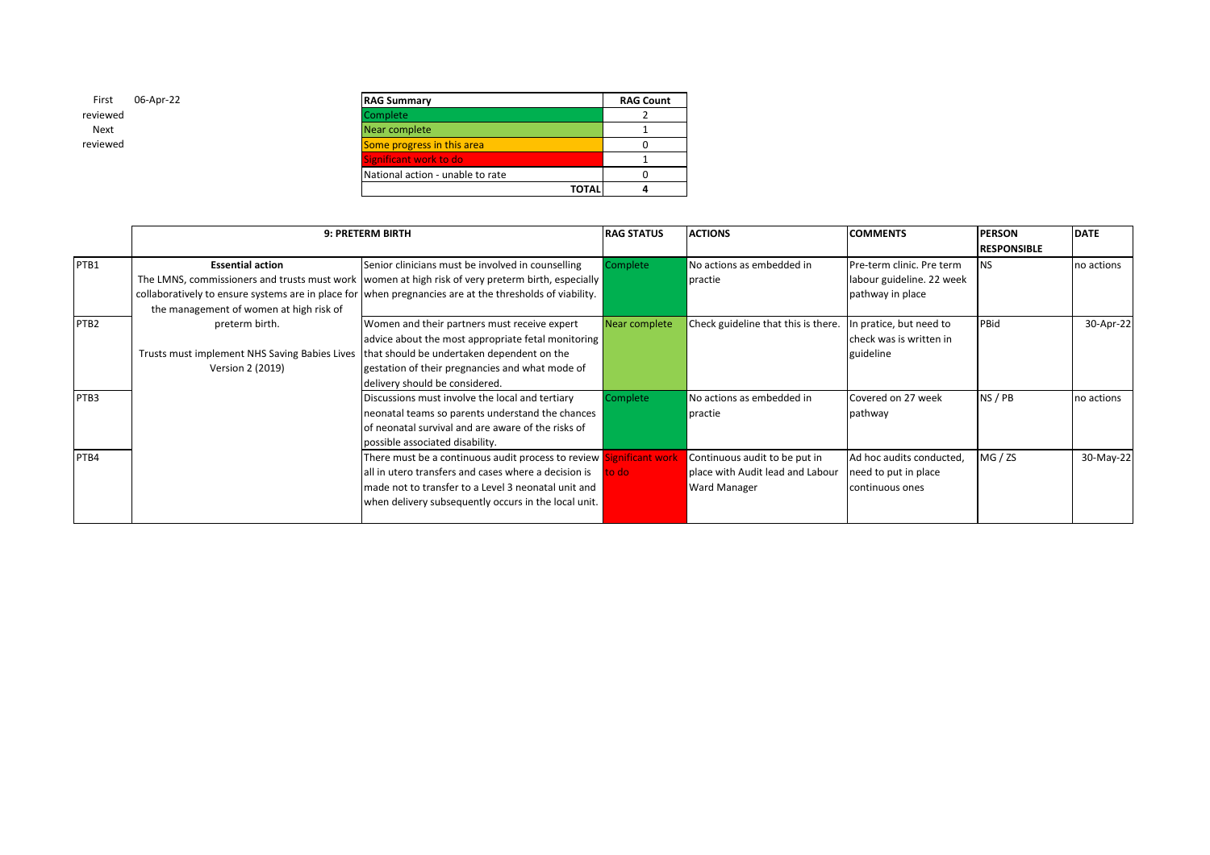| First reviewed | 06-Apr-22 |
|---|---|
| Next reviewed | |

| RAG Summary | RAG Count |
|---|---|
| Complete | 2 |
| Near complete | 1 |
| Some progress in this area | 0 |
| Significant work to do | 1 |
| National action - unable to rate | 0 |
| TOTAL | 4 |

| | 9: PRETERM BIRTH | | RAG STATUS | ACTIONS | COMMENTS | PERSON RESPONSIBLE | DATE |
|---|---|---|---|---|---|---|---|
| PTB1 | **Essential action** The LMNS, commissioners and trusts must work collaboratively to ensure systems are in place for the management of women at high risk of preterm birth. Trusts must implement NHS Saving Babies Lives Version 2 (2019) | Senior clinicians must be involved in counselling women at high risk of very preterm birth, especially when pregnancies are at the thresholds of viability. | Complete | No actions as embedded in practie | Pre-term clinic. Pre term labour guideline. 22 week pathway in place | NS | no actions |
| PTB2 | | Women and their partners must receive expert advice about the most appropriate fetal monitoring that should be undertaken dependent on the gestation of their pregnancies and what mode of delivery should be considered. | Near complete | Check guideline that this is there. | In pratice, but need to check was is written in guideline | PBid | 30-Apr-22 |
| PTB3 | | Discussions must involve the local and tertiary neonatal teams so parents understand the chances of neonatal survival and are aware of the risks of possible associated disability. | Complete | No actions as embedded in practie | Covered on 27 week pathway | NS / PB | no actions |
| PTB4 | | There must be a continuous audit process to review all in utero transfers and cases where a decision is made not to transfer to a Level 3 neonatal unit and when delivery subsequently occurs in the local unit. | Significant work to do | Continuous audit to be put in place with Audit lead and Labour Ward Manager | Ad hoc audits conducted, need to put in place continuous ones | MG / ZS | 30-May-22 |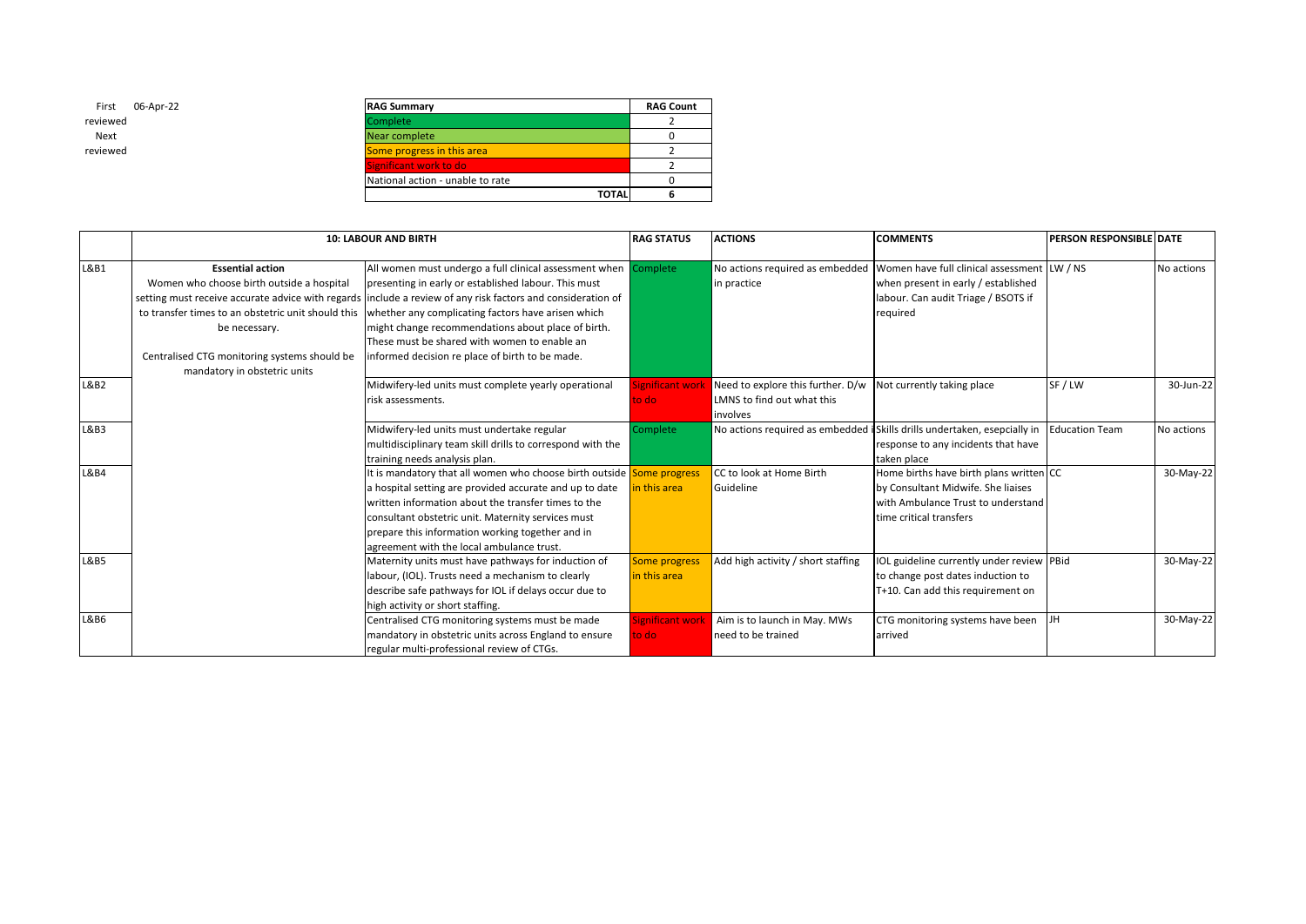First reviewed: 06-Apr-22
Next reviewed:

| RAG Summary | RAG Count |
|---|---|
| Complete | 2 |
| Near complete | 0 |
| Some progress in this area | 2 |
| Significant work to do | 2 |
| National action - unable to rate | 0 |
| TOTAL | 6 |

| | 10: LABOUR AND BIRTH | | RAG STATUS | ACTIONS | COMMENTS | PERSON RESPONSIBLE | DATE |
|---|---|---|---|---|---|---|---|
| L&B1 | **Essential action** Women who choose birth outside a hospital setting must receive accurate advice with regards to transfer times to an obstetric unit should this be necessary. Centralised CTG monitoring systems should be mandatory in obstetric units | All women must undergo a full clinical assessment when presenting in early or established labour. This must include a review of any risk factors and consideration of whether any complicating factors have arisen which might change recommendations about place of birth. These must be shared with women to enable an informed decision re place of birth to be made. | Complete | No actions required as embedded in practice | Women have full clinical assessment when present in early / established labour. Can audit Triage / BSOTS if required | LW / NS | No actions |
| L&B2 | | Midwifery-led units must complete yearly operational risk assessments. | Significant work to do | Need to explore this further. D/w LMNS to find out what this involves | Not currently taking place | SF / LW | 30-Jun-22 |
| L&B3 | | Midwifery-led units must undertake regular multidisciplinary team skill drills to correspond with the training needs analysis plan. | Complete | No actions required as embedded i | Skills drills undertaken, esepcially in response to any incidents that have taken place | Education Team | No actions |
| L&B4 | | It is mandatory that all women who choose birth outside a hospital setting are provided accurate and up to date written information about the transfer times to the consultant obstetric unit. Maternity services must prepare this information working together and in agreement with the local ambulance trust. | Some progress in this area | CC to look at Home Birth Guideline | Home births have birth plans written by Consultant Midwife. She liaises with Ambulance Trust to understand time critical transfers | CC | 30-May-22 |
| L&B5 | | Maternity units must have pathways for induction of labour, (IOL). Trusts need a mechanism to clearly describe safe pathways for IOL if delays occur due to high activity or short staffing. | Some progress in this area | Add high activity / short staffing | IOL guideline currently under review to change post dates induction to T+10. Can add this requirement on | PBid | 30-May-22 |
| L&B6 | | Centralised CTG monitoring systems must be made mandatory in obstetric units across England to ensure regular multi-professional review of CTGs. | Significant work to do | Aim is to launch in May. MWs need to be trained | CTG monitoring systems have been arrived | JH | 30-May-22 |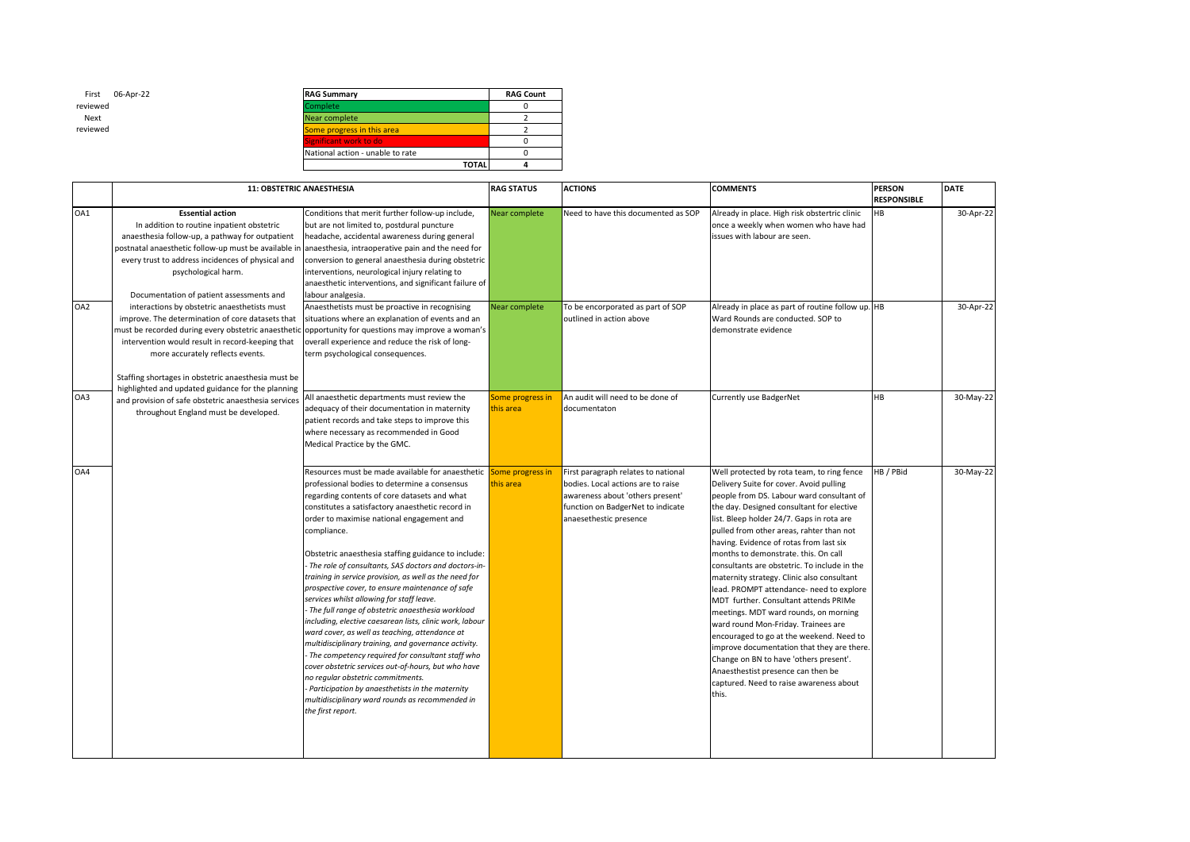| First reviewed | 06-Apr-22 |
| --- | --- |
| Next reviewed | |

| RAG Summary | RAG Count |
| --- | --- |
| Complete | 0 |
| Near complete | 2 |
| Some progress in this area | 2 |
| Significant work to do | 0 |
| National action - unable to rate | 0 |
| TOTAL | 4 |

| | 11: OBSTETRIC ANAESTHESIA | | RAG STATUS | ACTIONS | COMMENTS | PERSON RESPONSIBLE | DATE |
| --- | --- | --- | --- | --- | --- | --- | --- |
| OA1 | **Essential action**<br>In addition to routine inpatient obstetric anaesthesia follow-up, a pathway for outpatient postnatal anaesthetic follow-up must be available in every trust to address incidences of physical and psychological harm.<br><br>Documentation of patient assessments and interactions by obstetric anaesthetists must improve. The determination of core datasets that must be recorded during every obstetric anaesthetic intervention would result in record-keeping that more accurately reflects events.<br><br>Staffing shortages in obstetric anaesthesia must be highlighted and updated guidance for the planning and provision of safe obstetric anaesthesia services throughout England must be developed. | Conditions that merit further follow-up include, but are not limited to, postdural puncture headache, accidental awareness during general anaesthesia, intraoperative pain and the need for conversion to general anaesthesia during obstetric interventions, neurological injury relating to anaesthetic interventions, and significant failure of labour analgesia. | Near complete | Need to have this documented as SOP | Already in place. High risk obstertric clinic once a weekly when women who have had issues with labour are seen. | HB | 30-Apr-22 |
| OA2 | | Anaesthetists must be proactive in recognising situations where an explanation of events and an opportunity for questions may improve a woman's overall experience and reduce the risk of long-term psychological consequences. | Near complete | To be encorporated as part of SOP outlined in action above | Already in place as part of routine follow up. Ward Rounds are conducted. SOP to demonstrate evidence | HB | 30-Apr-22 |
| OA3 | | All anaesthetic departments must review the adequacy of their documentation in maternity patient records and take steps to improve this where necessary as recommended in Good Medical Practice by the GMC. | Some progress in this area | An audit will need to be done of documentaton | Currently use BadgerNet | HB | 30-May-22 |
| OA4 | | Resources must be made available for anaesthetic professional bodies to determine a consensus regarding contents of core datasets and what constitutes a satisfactory anaesthetic record in order to maximise national engagement and compliance.<br><br>Obstetric anaesthesia staffing guidance to include:<br>*- The role of consultants, SAS doctors and doctors-in-training in service provision, as well as the need for prospective cover, to ensure maintenance of safe services whilst allowing for staff leave.*<br>*- The full range of obstetric anaesthesia workload including, elective caesarean lists, clinic work, labour ward cover, as well as teaching, attendance at multidisciplinary training, and governance activity.*<br>*- The competency required for consultant staff who cover obstetric services out-of-hours, but who have no regular obstetric commitments.*<br>*- Participation by anaesthetists in the maternity multidisciplinary ward rounds as recommended in the first report.* | Some progress in this area | First paragraph relates to national bodies. Local actions are to raise awareness about 'others present' function on BadgerNet to indicate anaesethestic presence | Well protected by rota team, to ring fence Delivery Suite for cover. Avoid pulling people from DS. Labour ward consultant of the day. Designed consultant for elective list. Bleep holder 24/7. Gaps in rota are pulled from other areas, rahter than not having. Evidence of rotas from last six months to demonstrate. this. On call consultants are obstetric. To include in the maternity strategy. Clinic also consultant lead. PROMPT attendance- need to explore MDT further. Consultant attends PRIMe meetings. MDT ward rounds, on morning ward round Mon-Friday. Trainees are encouraged to go at the weekend. Need to improve documentation that they are there. Change on BN to have 'others present'. Anaesthestist presence can then be captured. Need to raise awareness about this. | HB / PBid | 30-May-22 |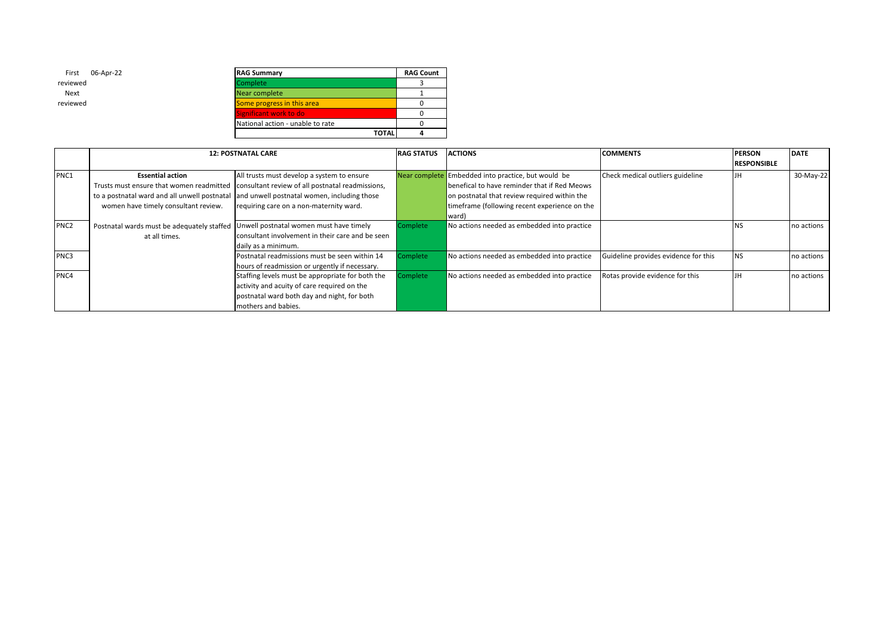First reviewed 06-Apr-22
Next reviewed

| RAG Summary | RAG Count |
|---|---|
| Complete | 3 |
| Near complete | 1 |
| Some progress in this area | 0 |
| Significant work to do | 0 |
| National action - unable to rate | 0 |
| **TOTAL** | **4** |

| | **12: POSTNATAL CARE** | | **RAG STATUS** | **ACTIONS** | **COMMENTS** | **PERSON RESPONSIBLE** | **DATE** |
|---|---|---|---|---|---|---|---|
| PNC1 | **Essential action** Trusts must ensure that women readmitted to a postnatal ward and all unwell postnatal women have timely consultant review. Postnatal wards must be adequately staffed at all times. | All trusts must develop a system to ensure consultant review of all postnatal readmissions, and unwell postnatal women, including those requiring care on a non-maternity ward. | Near complete | Embedded into practice, but would be benefical to have reminder that if Red Meows on postnatal that review required within the timeframe (following recent experience on the ward) | Check medical outliers guideline | JH | 30-May-22 |
| PNC2 | | Unwell postnatal women must have timely consultant involvement in their care and be seen daily as a minimum. | Complete | No actions needed as embedded into practice | | NS | no actions |
| PNC3 | | Postnatal readmissions must be seen within 14 hours of readmission or urgently if necessary. | Complete | No actions needed as embedded into practice | Guideline provides evidence for this | NS | no actions |
| PNC4 | | Staffing levels must be appropriate for both the activity and acuity of care required on the postnatal ward both day and night, for both mothers and babies. | Complete | No actions needed as embedded into practice | Rotas provide evidence for this | JH | no actions |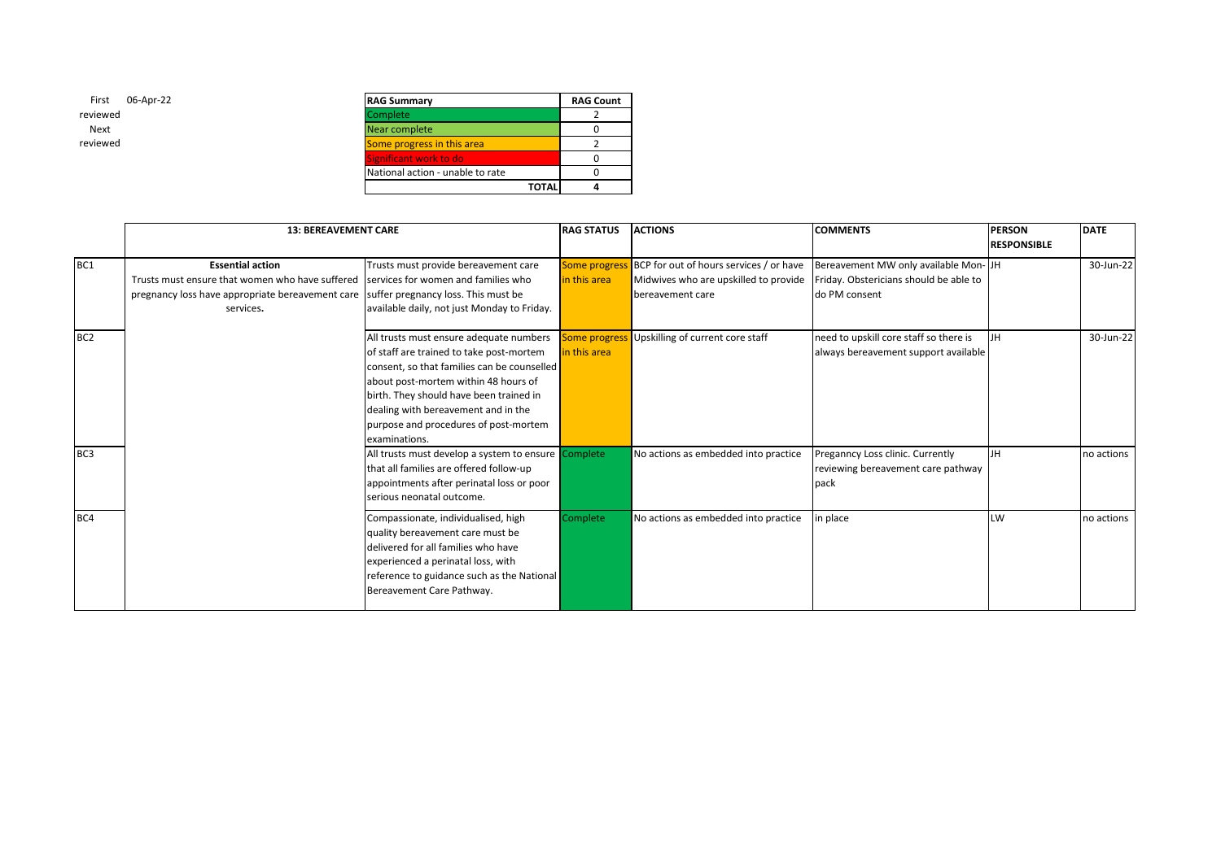| First reviewed | 06-Apr-22 |
| --- | --- |
| Next reviewed | |

| RAG Summary | RAG Count |
| --- | --- |
| Complete | 2 |
| Near complete | 0 |
| Some progress in this area | 2 |
| Significant work to do | 0 |
| National action - unable to rate | 0 |
| TOTAL | 4 |

| | 13: BEREAVEMENT CARE | | RAG STATUS | ACTIONS | COMMENTS | PERSON RESPONSIBLE | DATE |
| --- | --- | --- | --- | --- | --- | --- | --- |
| BC1 | **Essential action** Trusts must ensure that women who have suffered pregnancy loss have appropriate bereavement care services**.** | Trusts must provide bereavement care services for women and families who suffer pregnancy loss. This must be available daily, not just Monday to Friday. | Some progress in this area | BCP for out of hours services / or have Midwives who are upskilled to provide bereavement care | Bereavement MW only available Mon-Friday. Obstericians should be able to do PM consent | JH | 30-Jun-22 |
| BC2 | | All trusts must ensure adequate numbers of staff are trained to take post-mortem consent, so that families can be counselled about post-mortem within 48 hours of birth. They should have been trained in dealing with bereavement and in the purpose and procedures of post-mortem examinations. | Some progress in this area | Upskilling of current core staff | need to upskill core staff so there is always bereavement support available | JH | 30-Jun-22 |
| BC3 | | All trusts must develop a system to ensure that all families are offered follow-up appointments after perinatal loss or poor serious neonatal outcome. | Complete | No actions as embedded into practice | Preganncy Loss clinic. Currently reviewing bereavement care pathway pack | JH | no actions |
| BC4 | | Compassionate, individualised, high quality bereavement care must be delivered for all families who have experienced a perinatal loss, with reference to guidance such as the National Bereavement Care Pathway. | Complete | No actions as embedded into practice | in place | LW | no actions |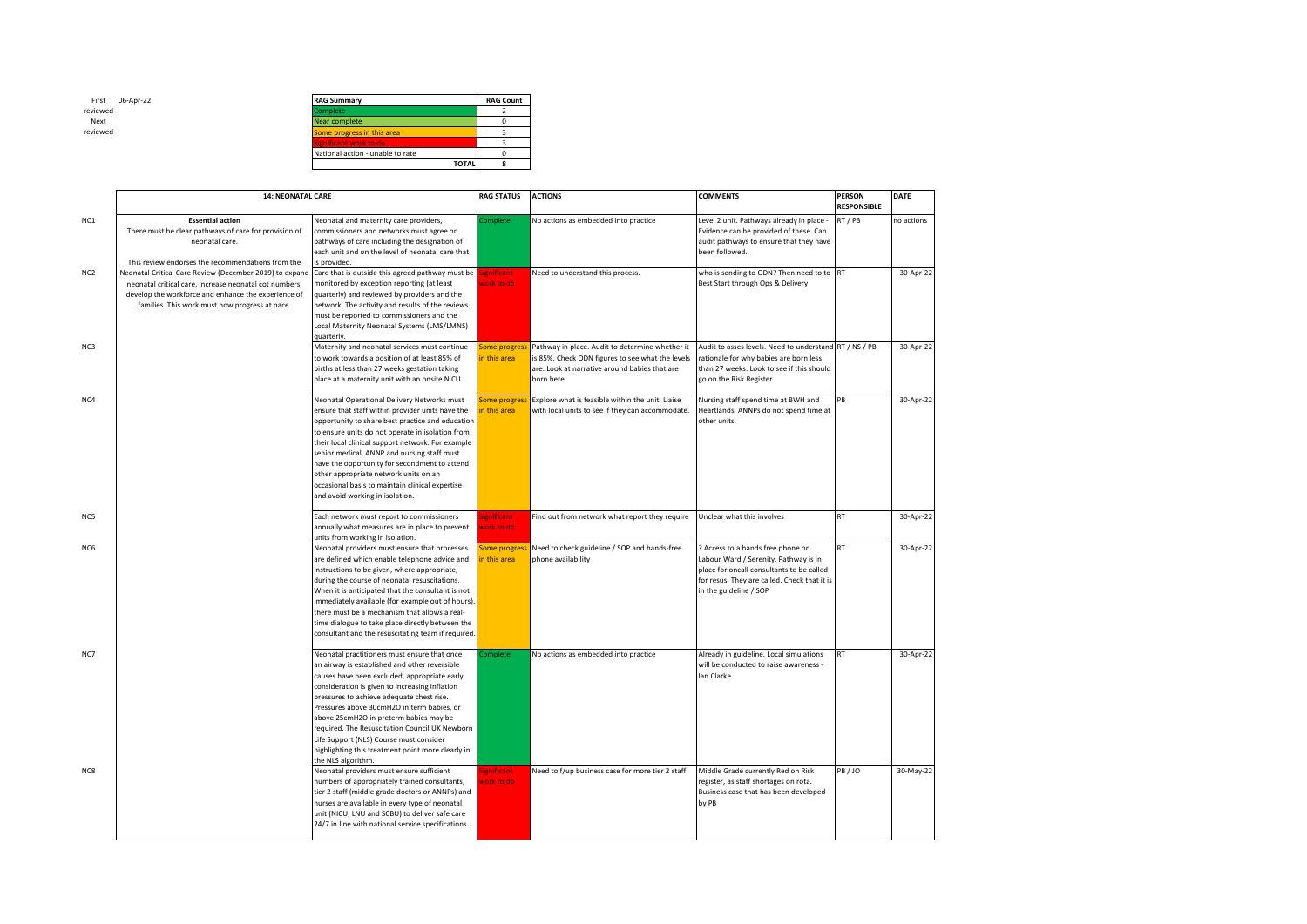First reviewed: 06-Apr-22

Next reviewed:

| RAG Summary | RAG Count |
|---|---|
| Complete | 2 |
| Near complete | 0 |
| Some progress in this area | 3 |
| Significant work to do | 3 |
| National action - unable to rate | 0 |
| TOTAL | 8 |

| | 14: NEONATAL CARE | | RAG STATUS | ACTIONS | COMMENTS | PERSON RESPONSIBLE | DATE |
|---|---|---|---|---|---|---|---|
| NC1 | **Essential action** There must be clear pathways of care for provision of neonatal care. This review endorses the recommendations from the Neonatal Critical Care Review (December 2019) to expand neonatal critical care, increase neonatal cot numbers, develop the workforce and enhance the experience of families. This work must now progress at pace. | Neonatal and maternity care providers, commissioners and networks must agree on pathways of care including the designation of each unit and on the level of neonatal care that is provided. | Complete | No actions as embedded into practice | Level 2 unit. Pathways already in place - Evidence can be provided of these. Can audit pathways to ensure that they have been followed. | RT / PB | no actions |
| NC2 | | Care that is outside this agreed pathway must be monitored by exception reporting (at least quarterly) and reviewed by providers and the network. The activity and results of the reviews must be reported to commissioners and the Local Maternity Neonatal Systems (LMS/LMNS) quarterly. | Significant work to do | Need to understand this process. | who is sending to ODN? Then need to to Best Start through Ops & Delivery | RT | 30-Apr-22 |
| NC3 | | Maternity and neonatal services must continue to work towards a position of at least 85% of births at less than 27 weeks gestation taking place at a maternity unit with an onsite NICU. | Some progress in this area | Pathway in place. Audit to determine whether it is 85%. Check ODN figures to see what the levels are. Look at narrative around babies that are born here | Audit to asses levels. Need to understand rationale for why babies are born less than 27 weeks. Look to see if this should go on the Risk Register | RT / NS / PB | 30-Apr-22 |
| NC4 | | Neonatal Operational Delivery Networks must ensure that staff within provider units have the opportunity to share best practice and education to ensure units do not operate in isolation from their local clinical support network. For example senior medical, ANNP and nursing staff must have the opportunity for secondment to attend other appropriate network units on an occasional basis to maintain clinical expertise and avoid working in isolation. | Some progress in this area | Explore what is feasible within the unit. Liaise with local units to see if they can accommodate. | Nursing staff spend time at BWH and Heartlands. ANNPs do not spend time at other units. | PB | 30-Apr-22 |
| NC5 | | Each network must report to commissioners annually what measures are in place to prevent units from working in isolation. | Significant work to do | Find out from network what report they require | Unclear what this involves | RT | 30-Apr-22 |
| NC6 | | Neonatal providers must ensure that processes are defined which enable telephone advice and instructions to be given, where appropriate, during the course of neonatal resuscitations. When it is anticipated that the consultant is not immediately available (for example out of hours), there must be a mechanism that allows a real-time dialogue to take place directly between the consultant and the resuscitating team if required. | Some progress in this area | Need to check guideline / SOP and hands-free phone availability | ? Access to a hands free phone on Labour Ward / Serenity. Pathway is in place for oncall consultants to be called for resus. They are called. Check that it is in the guideline / SOP | RT | 30-Apr-22 |
| NC7 | | Neonatal practitioners must ensure that once an airway is established and other reversible causes have been excluded, appropriate early consideration is given to increasing inflation pressures to achieve adequate chest rise. Pressures above 30cmH2O in term babies, or above 25cmH2O in preterm babies may be required. The Resuscitation Council UK Newborn Life Support (NLS) Course must consider highlighting this treatment point more clearly in the NLS algorithm. | Complete | No actions as embedded into practice | Already in guideline. Local simulations will be conducted to raise awareness - Ian Clarke | RT | 30-Apr-22 |
| NC8 | | Neonatal providers must ensure sufficient numbers of appropriately trained consultants, tier 2 staff (middle grade doctors or ANNPs) and nurses are available in every type of neonatal unit (NICU, LNU and SCBU) to deliver safe care 24/7 in line with national service specifications. | Significant work to do | Need to f/up business case for more tier 2 staff | Middle Grade currently Red on Risk register, as staff shortages on rota. Business case that has been developed by PB | PB / JO | 30-May-22 |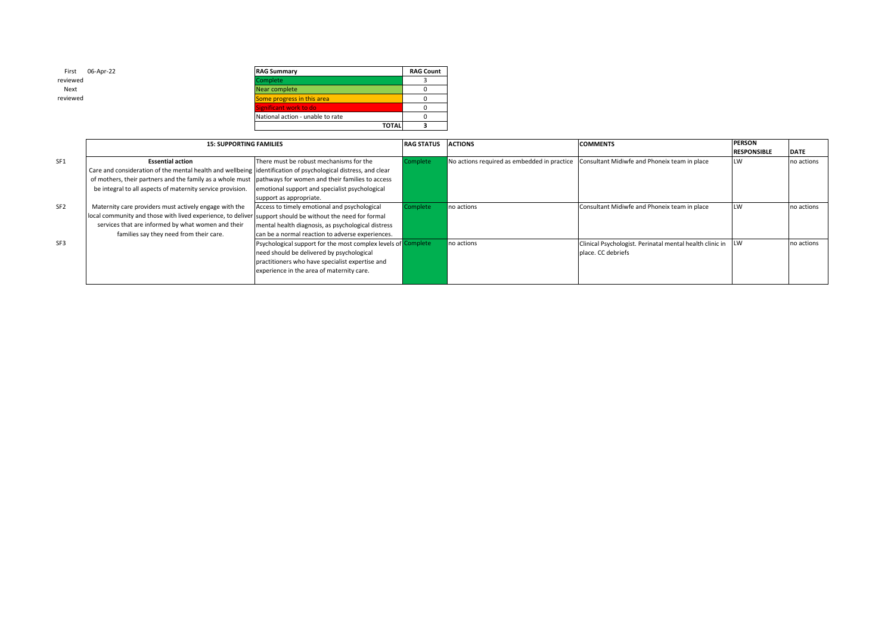First reviewed 06-Apr-22
Next reviewed

| RAG Summary | RAG Count |
|---|---|
| Complete | 3 |
| Near complete | 0 |
| Some progress in this area | 0 |
| Significant work to do | 0 |
| National action - unable to rate | 0 |
| TOTAL | 3 |

| | 15: SUPPORTING FAMILIES | | RAG STATUS | ACTIONS | COMMENTS | PERSON RESPONSIBLE | DATE |
|---|---|---|---|---|---|---|---|
| SF1 | **Essential action** Care and consideration of the mental health and wellbeing of mothers, their partners and the family as a whole must be integral to all aspects of maternity service provision. | There must be robust mechanisms for the identification of psychological distress, and clear pathways for women and their families to access emotional support and specialist psychological support as appropriate. | Complete | No actions required as embedded in practice | Consultant Midiwfe and Phoneix team in place | LW | no actions |
| SF2 | Maternity care providers must actively engage with the local community and those with lived experience, to deliver services that are informed by what women and their families say they need from their care. | Access to timely emotional and psychological support should be without the need for formal mental health diagnosis, as psychological distress can be a normal reaction to adverse experiences. | Complete | no actions | Consultant Midiwfe and Phoneix team in place | LW | no actions |
| SF3 | | Psychological support for the most complex levels of need should be delivered by psychological practitioners who have specialist expertise and experience in the area of maternity care. | Complete | no actions | Clinical Psychologist. Perinatal mental health clinic in place. CC debriefs | LW | no actions |